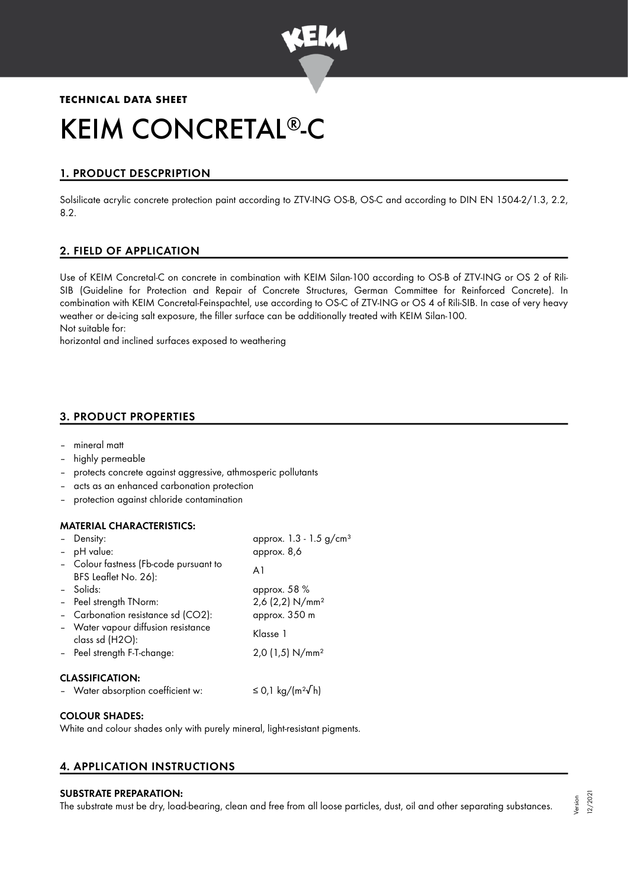**TECHNICAL DATA SHEET**

# KEIM CONCRETAL®-C

## 1. PRODUCT DESCPRIPTION

Solsilicate acrylic concrete protection paint according to ZTV-ING OS-B, OS-C and according to DIN EN 1504-2/1.3, 2.2, 8.2.

## 2. FIELD OF APPLICATION

Use of KEIM Concretal-C on concrete in combination with KEIM Silan-100 according to OS-B of ZTV-ING or OS 2 of Rili-SIB (Guideline for Protection and Repair of Concrete Structures, German Committee for Reinforced Concrete). In combination with KEIM Concretal-Feinspachtel, use according to OS-C of ZTV-ING or OS 4 of Rili-SIB. In case of very heavy weather or de-icing salt exposure, the filler surface can be additionally treated with KEIM Silan-100.
Not suitable for:
horizontal and inclined surfaces exposed to weathering

## 3. PRODUCT PROPERTIES

- mineral matt
- highly permeable
- protects concrete against aggressive, athmosperic pollutants
- acts as an enhanced carbonation protection
- protection against chloride contamination

### MATERIAL CHARACTERISTICS:

| | |
|---|---|
| – Density: | approx. 1.3 - 1.5 g/cm³ |
| – pH value: | approx. 8,6 |
| – Colour fastness (Fb-code pursuant to BFS Leaflet No. 26): | A1 |
| – Solids: | approx. 58 % |
| – Peel strength TNorm: | 2,6 (2,2) N/mm² |
| – Carbonation resistance sd (CO2): | approx. 350 m |
| – Water vapour diffusion resistance class sd (H2O): | Klasse 1 |
| – Peel strength F-T-change: | 2,0 (1,5) N/mm² |

### CLASSIFICATION:

| | |
|---|---|
| – Water absorption coefficient w: | ≤ 0,1 kg/(m²√h) |

### COLOUR SHADES:

White and colour shades only with purely mineral, light-resistant pigments.

## 4. APPLICATION INSTRUCTIONS

### SUBSTRATE PREPARATION:

The substrate must be dry, load-bearing, clean and free from all loose particles, dust, oil and other separating substances.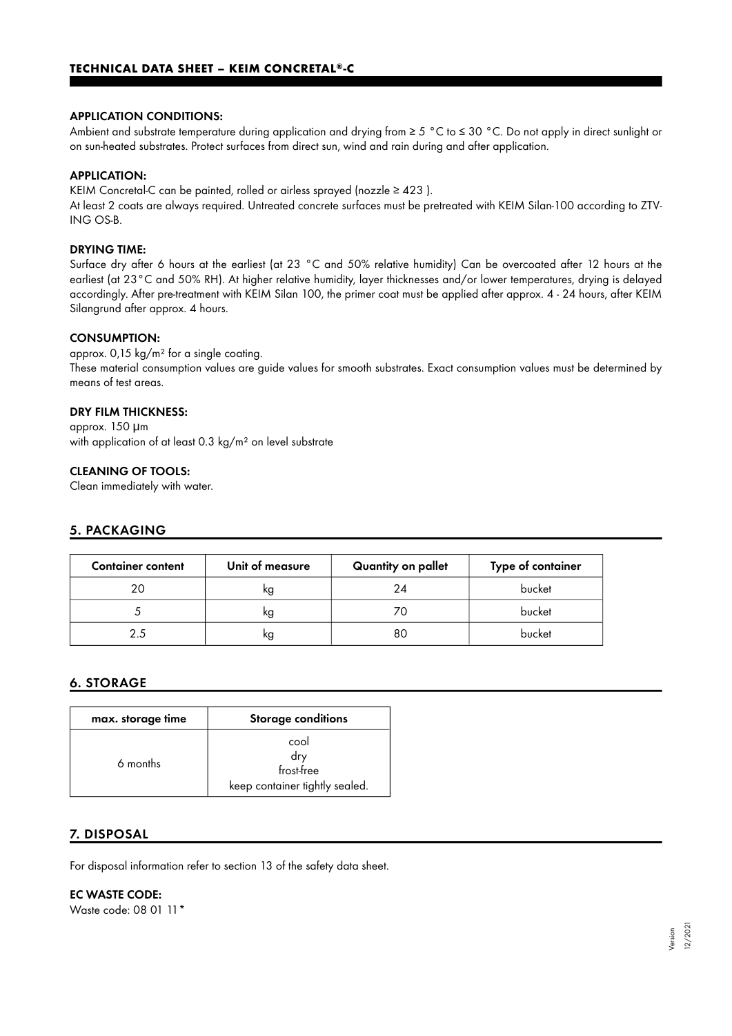#### APPLICATION CONDITIONS:

Ambient and substrate temperature during application and drying from ≥ 5 °C to ≤ 30 °C. Do not apply in direct sunlight or on sun-heated substrates. Protect surfaces from direct sun, wind and rain during and after application.

#### APPLICATION:

KEIM Concretal-C can be painted, rolled or airless sprayed (nozzle ≥ 423 ).
At least 2 coats are always required. Untreated concrete surfaces must be pretreated with KEIM Silan-100 according to ZTV-ING OS-B.

#### DRYING TIME:

Surface dry after 6 hours at the earliest (at 23 °C and 50% relative humidity) Can be overcoated after 12 hours at the earliest (at 23°C and 50% RH). At higher relative humidity, layer thicknesses and/or lower temperatures, drying is delayed accordingly. After pre-treatment with KEIM Silan 100, the primer coat must be applied after approx. 4 - 24 hours, after KEIM Silangrund after approx. 4 hours.

#### CONSUMPTION:

approx. 0,15 kg/m² for a single coating.
These material consumption values are guide values for smooth substrates. Exact consumption values must be determined by means of test areas.

#### DRY FILM THICKNESS:

approx. 150 µm
with application of at least 0.3 kg/m² on level substrate

#### CLEANING OF TOOLS:

Clean immediately with water.

## 5. PACKAGING

| Container content | Unit of measure | Quantity on pallet | Type of container |
|---|---|---|---|
| 20 | kg | 24 | bucket |
| 5 | kg | 70 | bucket |
| 2.5 | kg | 80 | bucket |

## 6. STORAGE

| max. storage time | Storage conditions |
|---|---|
| 6 months | cool<br>dry<br>frost-free<br>keep container tightly sealed. |

## 7. DISPOSAL

For disposal information refer to section 13 of the safety data sheet.

#### EC WASTE CODE:

Waste code: 08 01 11*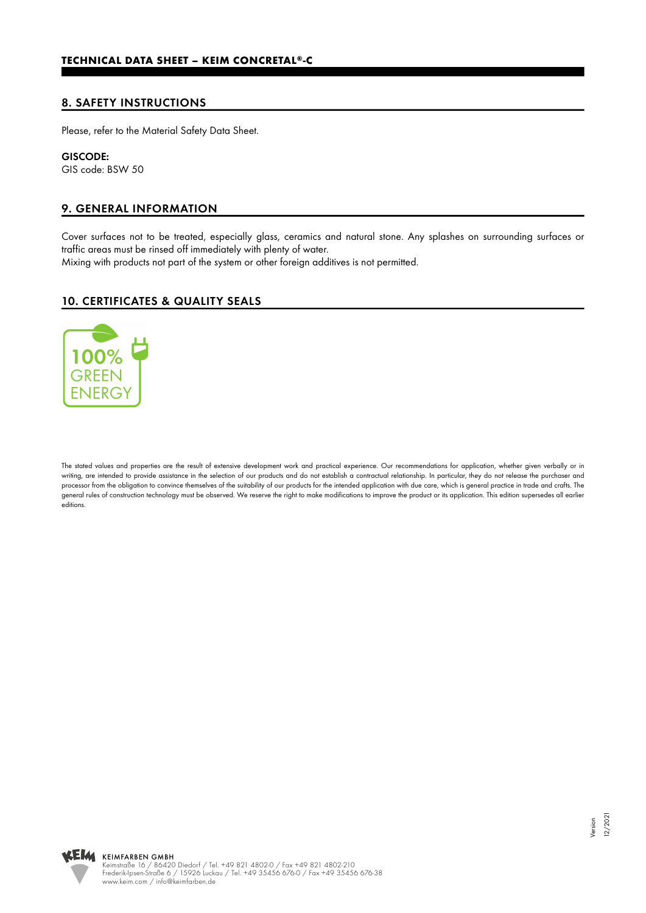## 8. SAFETY INSTRUCTIONS

Please, refer to the Material Safety Data Sheet.

**GISCODE:**
GIS code: BSW 50

## 9. GENERAL INFORMATION

Cover surfaces not to be treated, especially glass, ceramics and natural stone. Any splashes on surrounding surfaces or traffic areas must be rinsed off immediately with plenty of water.
Mixing with products not part of the system or other foreign additives is not permitted.

## 10. CERTIFICATES & QUALITY SEALS

100% GREEN ENERGY

The stated values and properties are the result of extensive development work and practical experience. Our recommendations for application, whether given verbally or in writing, are intended to provide assistance in the selection of our products and do not establish a contractual relationship. In particular, they do not release the purchaser and processor from the obligation to convince themselves of the suitability of our products for the intended application with due care, which is general practice in trade and crafts. The general rules of construction technology must be observed. We reserve the right to make modifications to improve the product or its application. This edition supersedes all earlier editions.

KEIMFARBEN GMBH
Keimstraße 16 / 86420 Diedorf / Tel. +49 821 4802-0 / Fax +49 821 4802-210
Frederik-Ipsen-Straße 6 / 15926 Luckau / Tel. +49 35456 676-0 / Fax +49 35456 676-38
www.keim.com / info@keimfarben.de

Version 12/2021